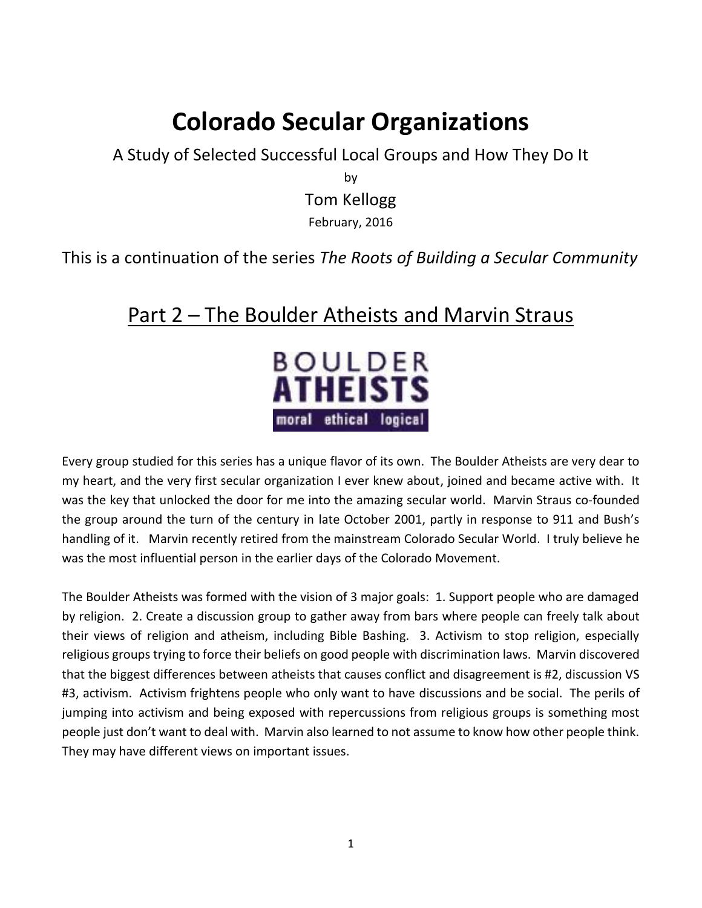# Colorado Secular Organizations

A Study of Selected Successful Local Groups and How They Do It

by

Tom Kellogg

February, 2016

This is a continuation of the series *The Roots of Building a Secular Community*

## Part 2 – The Boulder Atheists and Marvin Straus

BOULDER ATHEISTS
moral ethical logical

Every group studied for this series has a unique flavor of its own. The Boulder Atheists are very dear to my heart, and the very first secular organization I ever knew about, joined and became active with. It was the key that unlocked the door for me into the amazing secular world. Marvin Straus co-founded the group around the turn of the century in late October 2001, partly in response to 911 and Bush's handling of it. Marvin recently retired from the mainstream Colorado Secular World. I truly believe he was the most influential person in the earlier days of the Colorado Movement.

The Boulder Atheists was formed with the vision of 3 major goals: 1. Support people who are damaged by religion. 2. Create a discussion group to gather away from bars where people can freely talk about their views of religion and atheism, including Bible Bashing. 3. Activism to stop religion, especially religious groups trying to force their beliefs on good people with discrimination laws. Marvin discovered that the biggest differences between atheists that causes conflict and disagreement is #2, discussion VS #3, activism. Activism frightens people who only want to have discussions and be social. The perils of jumping into activism and being exposed with repercussions from religious groups is something most people just don't want to deal with. Marvin also learned to not assume to know how other people think. They may have different views on important issues.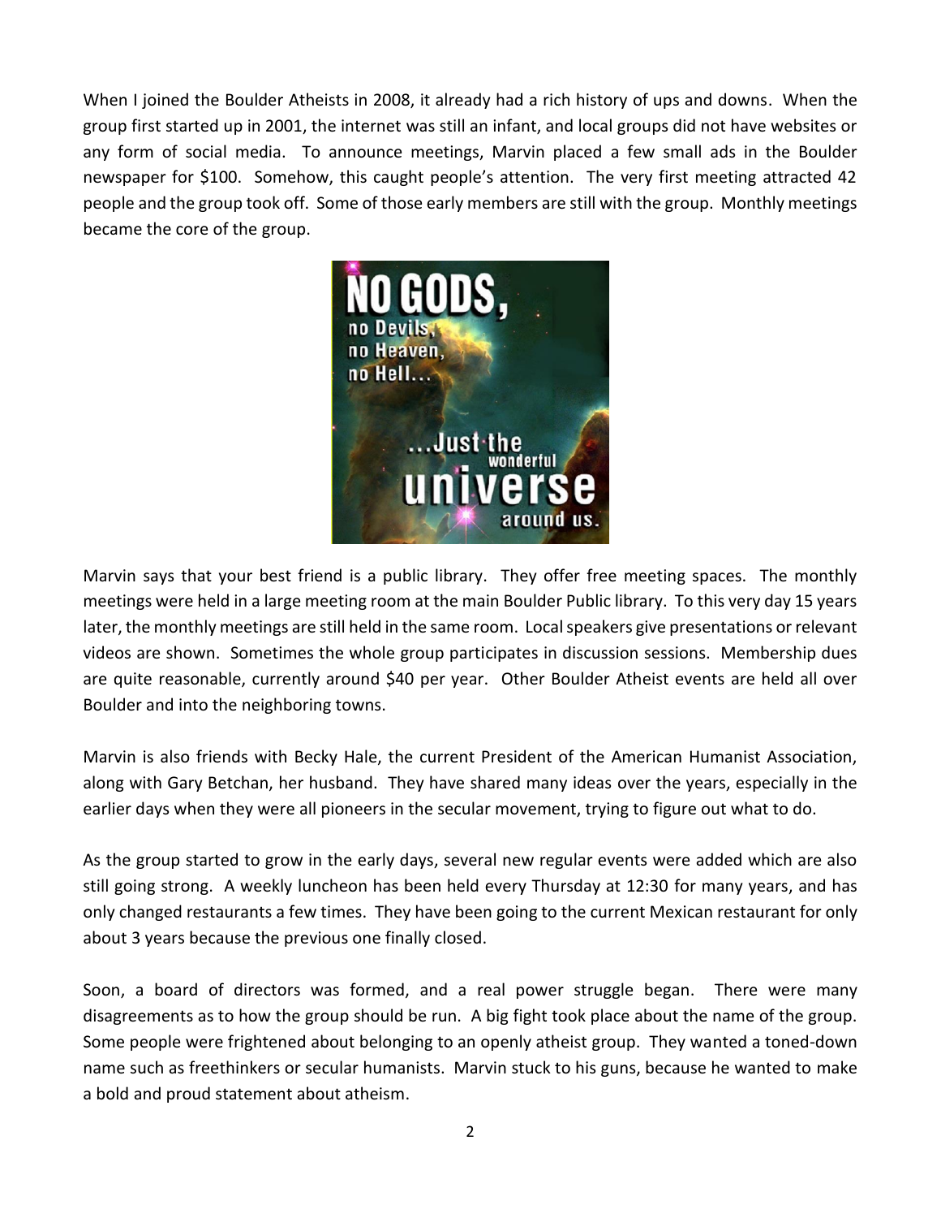When I joined the Boulder Atheists in 2008, it already had a rich history of ups and downs. When the group first started up in 2001, the internet was still an infant, and local groups did not have websites or any form of social media. To announce meetings, Marvin placed a few small ads in the Boulder newspaper for $100. Somehow, this caught people's attention. The very first meeting attracted 42 people and the group took off. Some of those early members are still with the group. Monthly meetings became the core of the group.

Marvin says that your best friend is a public library. They offer free meeting spaces. The monthly meetings were held in a large meeting room at the main Boulder Public library. To this very day 15 years later, the monthly meetings are still held in the same room. Local speakers give presentations or relevant videos are shown. Sometimes the whole group participates in discussion sessions. Membership dues are quite reasonable, currently around $40 per year. Other Boulder Atheist events are held all over Boulder and into the neighboring towns.

Marvin is also friends with Becky Hale, the current President of the American Humanist Association, along with Gary Betchan, her husband. They have shared many ideas over the years, especially in the earlier days when they were all pioneers in the secular movement, trying to figure out what to do.

As the group started to grow in the early days, several new regular events were added which are also still going strong. A weekly luncheon has been held every Thursday at 12:30 for many years, and has only changed restaurants a few times. They have been going to the current Mexican restaurant for only about 3 years because the previous one finally closed.

Soon, a board of directors was formed, and a real power struggle began. There were many disagreements as to how the group should be run. A big fight took place about the name of the group. Some people were frightened about belonging to an openly atheist group. They wanted a toned-down name such as freethinkers or secular humanists. Marvin stuck to his guns, because he wanted to make a bold and proud statement about atheism.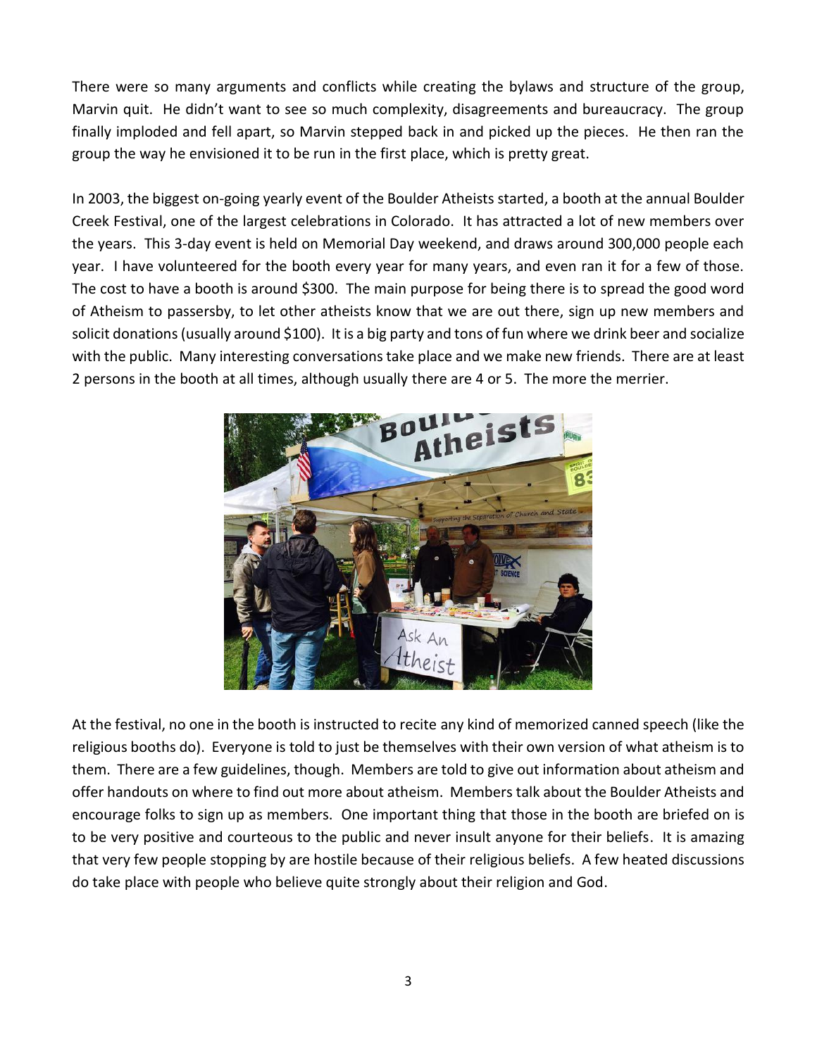There were so many arguments and conflicts while creating the bylaws and structure of the group, Marvin quit. He didn't want to see so much complexity, disagreements and bureaucracy. The group finally imploded and fell apart, so Marvin stepped back in and picked up the pieces. He then ran the group the way he envisioned it to be run in the first place, which is pretty great.

In 2003, the biggest on-going yearly event of the Boulder Atheists started, a booth at the annual Boulder Creek Festival, one of the largest celebrations in Colorado. It has attracted a lot of new members over the years. This 3-day event is held on Memorial Day weekend, and draws around 300,000 people each year. I have volunteered for the booth every year for many years, and even ran it for a few of those. The cost to have a booth is around $300. The main purpose for being there is to spread the good word of Atheism to passersby, to let other atheists know that we are out there, sign up new members and solicit donations (usually around $100). It is a big party and tons of fun where we drink beer and socialize with the public. Many interesting conversations take place and we make new friends. There are at least 2 persons in the booth at all times, although usually there are 4 or 5. The more the merrier.

At the festival, no one in the booth is instructed to recite any kind of memorized canned speech (like the religious booths do). Everyone is told to just be themselves with their own version of what atheism is to them. There are a few guidelines, though. Members are told to give out information about atheism and offer handouts on where to find out more about atheism. Members talk about the Boulder Atheists and encourage folks to sign up as members. One important thing that those in the booth are briefed on is to be very positive and courteous to the public and never insult anyone for their beliefs. It is amazing that very few people stopping by are hostile because of their religious beliefs. A few heated discussions do take place with people who believe quite strongly about their religion and God.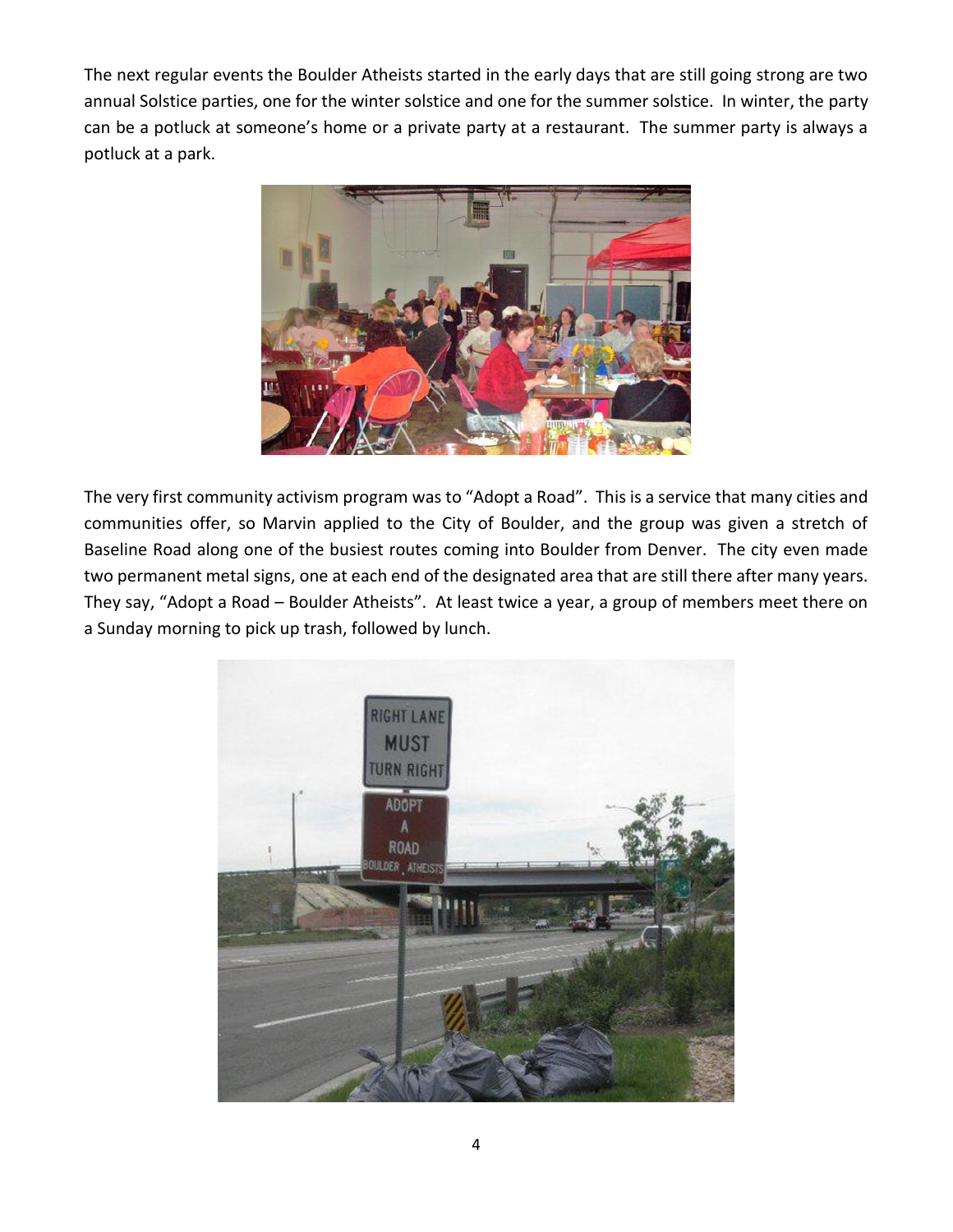The next regular events the Boulder Atheists started in the early days that are still going strong are two annual Solstice parties, one for the winter solstice and one for the summer solstice. In winter, the party can be a potluck at someone's home or a private party at a restaurant. The summer party is always a potluck at a park.

The very first community activism program was to "Adopt a Road". This is a service that many cities and communities offer, so Marvin applied to the City of Boulder, and the group was given a stretch of Baseline Road along one of the busiest routes coming into Boulder from Denver. The city even made two permanent metal signs, one at each end of the designated area that are still there after many years. They say, "Adopt a Road – Boulder Atheists". At least twice a year, a group of members meet there on a Sunday morning to pick up trash, followed by lunch.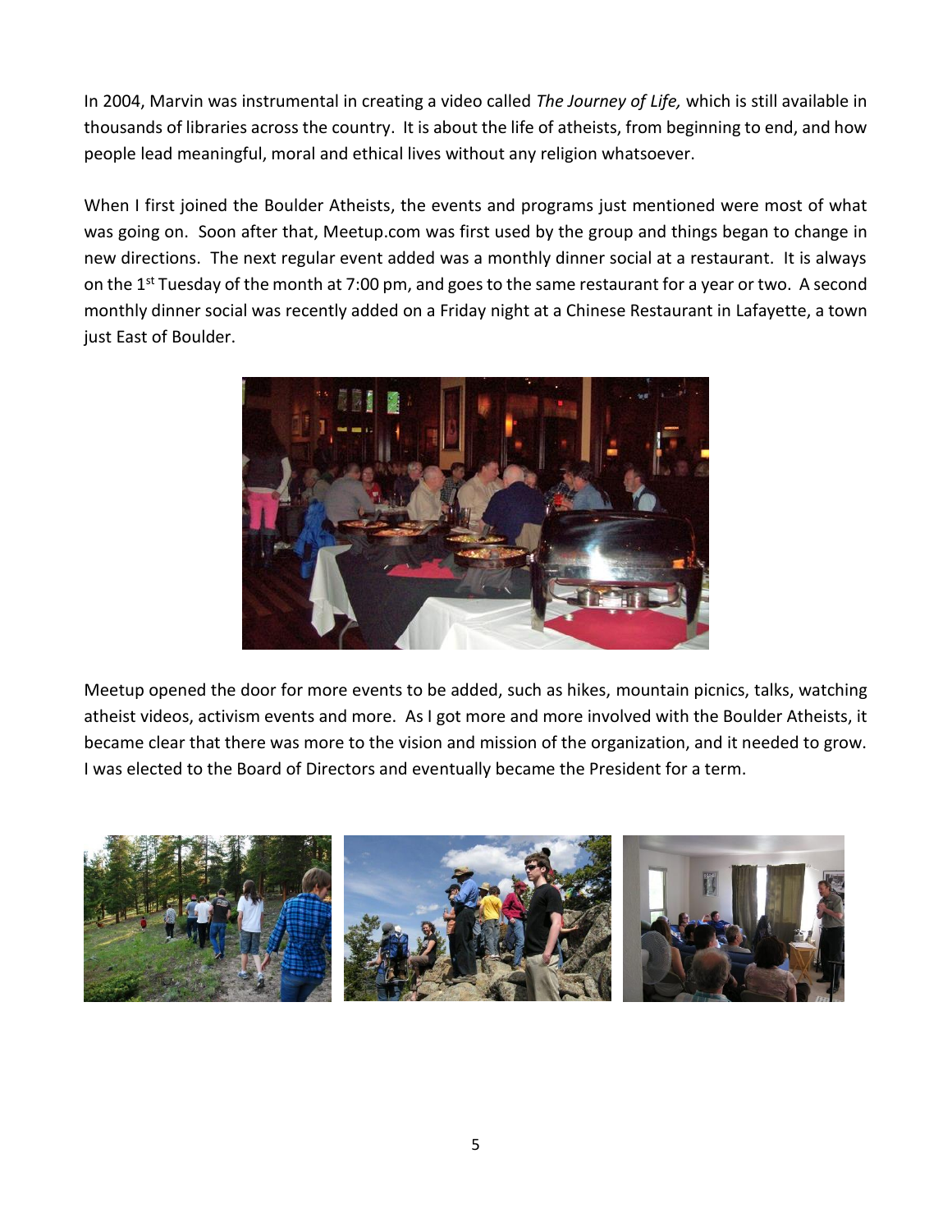In 2004, Marvin was instrumental in creating a video called *The Journey of Life,* which is still available in thousands of libraries across the country. It is about the life of atheists, from beginning to end, and how people lead meaningful, moral and ethical lives without any religion whatsoever.

When I first joined the Boulder Atheists, the events and programs just mentioned were most of what was going on. Soon after that, Meetup.com was first used by the group and things began to change in new directions. The next regular event added was a monthly dinner social at a restaurant. It is always on the 1st Tuesday of the month at 7:00 pm, and goes to the same restaurant for a year or two. A second monthly dinner social was recently added on a Friday night at a Chinese Restaurant in Lafayette, a town just East of Boulder.

Meetup opened the door for more events to be added, such as hikes, mountain picnics, talks, watching atheist videos, activism events and more. As I got more and more involved with the Boulder Atheists, it became clear that there was more to the vision and mission of the organization, and it needed to grow. I was elected to the Board of Directors and eventually became the President for a term.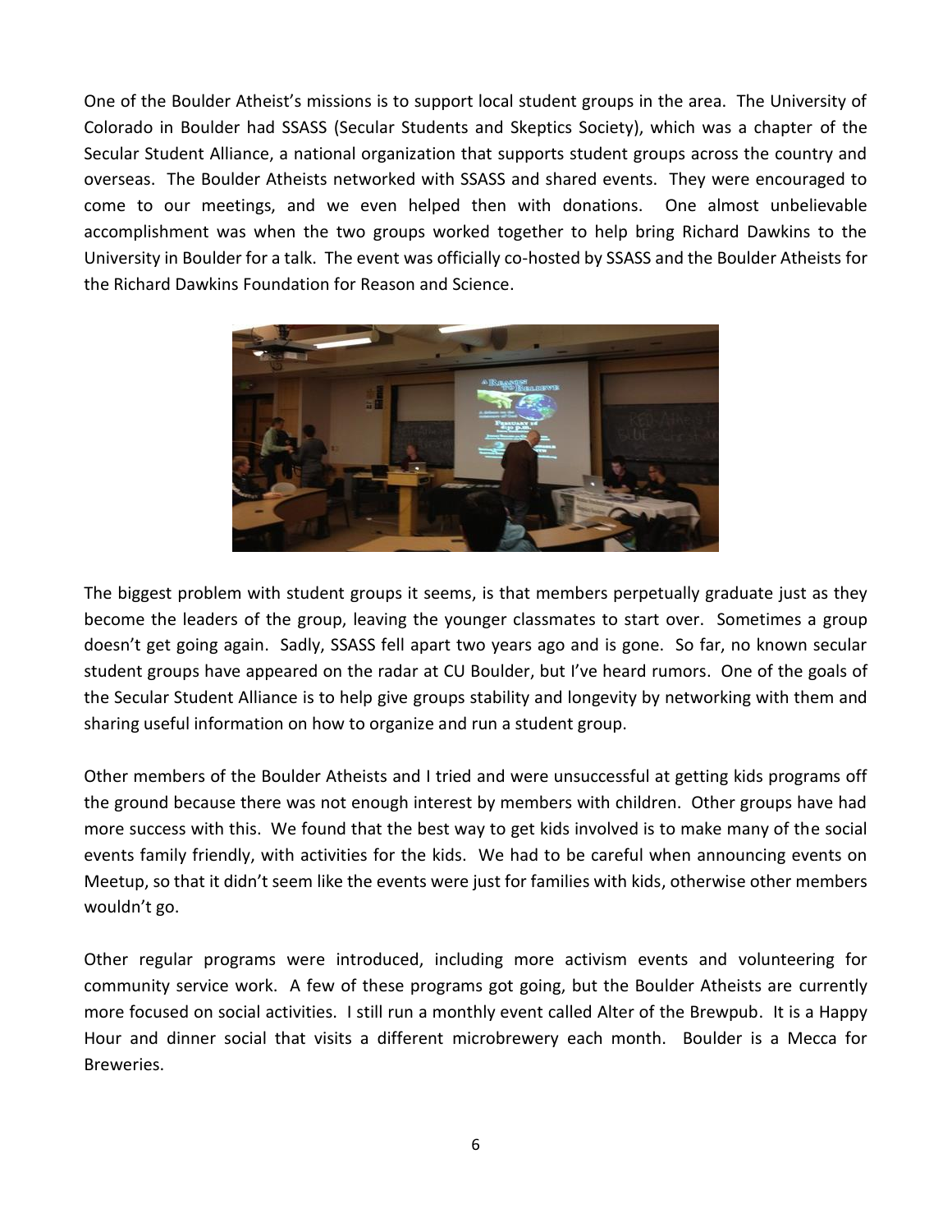One of the Boulder Atheist's missions is to support local student groups in the area. The University of Colorado in Boulder had SSASS (Secular Students and Skeptics Society), which was a chapter of the Secular Student Alliance, a national organization that supports student groups across the country and overseas. The Boulder Atheists networked with SSASS and shared events. They were encouraged to come to our meetings, and we even helped then with donations. One almost unbelievable accomplishment was when the two groups worked together to help bring Richard Dawkins to the University in Boulder for a talk. The event was officially co-hosted by SSASS and the Boulder Atheists for the Richard Dawkins Foundation for Reason and Science.

The biggest problem with student groups it seems, is that members perpetually graduate just as they become the leaders of the group, leaving the younger classmates to start over. Sometimes a group doesn't get going again. Sadly, SSASS fell apart two years ago and is gone. So far, no known secular student groups have appeared on the radar at CU Boulder, but I've heard rumors. One of the goals of the Secular Student Alliance is to help give groups stability and longevity by networking with them and sharing useful information on how to organize and run a student group.

Other members of the Boulder Atheists and I tried and were unsuccessful at getting kids programs off the ground because there was not enough interest by members with children. Other groups have had more success with this. We found that the best way to get kids involved is to make many of the social events family friendly, with activities for the kids. We had to be careful when announcing events on Meetup, so that it didn't seem like the events were just for families with kids, otherwise other members wouldn't go.

Other regular programs were introduced, including more activism events and volunteering for community service work. A few of these programs got going, but the Boulder Atheists are currently more focused on social activities. I still run a monthly event called Alter of the Brewpub. It is a Happy Hour and dinner social that visits a different microbrewery each month. Boulder is a Mecca for Breweries.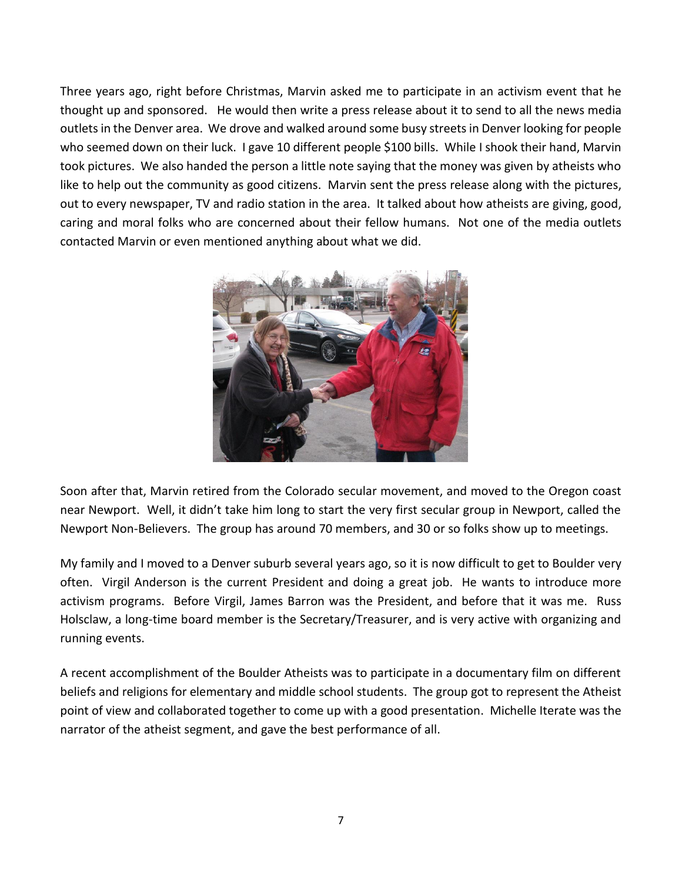Three years ago, right before Christmas, Marvin asked me to participate in an activism event that he thought up and sponsored. He would then write a press release about it to send to all the news media outlets in the Denver area. We drove and walked around some busy streets in Denver looking for people who seemed down on their luck. I gave 10 different people $100 bills. While I shook their hand, Marvin took pictures. We also handed the person a little note saying that the money was given by atheists who like to help out the community as good citizens. Marvin sent the press release along with the pictures, out to every newspaper, TV and radio station in the area. It talked about how atheists are giving, good, caring and moral folks who are concerned about their fellow humans. Not one of the media outlets contacted Marvin or even mentioned anything about what we did.

Soon after that, Marvin retired from the Colorado secular movement, and moved to the Oregon coast near Newport. Well, it didn't take him long to start the very first secular group in Newport, called the Newport Non-Believers. The group has around 70 members, and 30 or so folks show up to meetings.

My family and I moved to a Denver suburb several years ago, so it is now difficult to get to Boulder very often. Virgil Anderson is the current President and doing a great job. He wants to introduce more activism programs. Before Virgil, James Barron was the President, and before that it was me. Russ Holsclaw, a long-time board member is the Secretary/Treasurer, and is very active with organizing and running events.

A recent accomplishment of the Boulder Atheists was to participate in a documentary film on different beliefs and religions for elementary and middle school students. The group got to represent the Atheist point of view and collaborated together to come up with a good presentation. Michelle Iterate was the narrator of the atheist segment, and gave the best performance of all.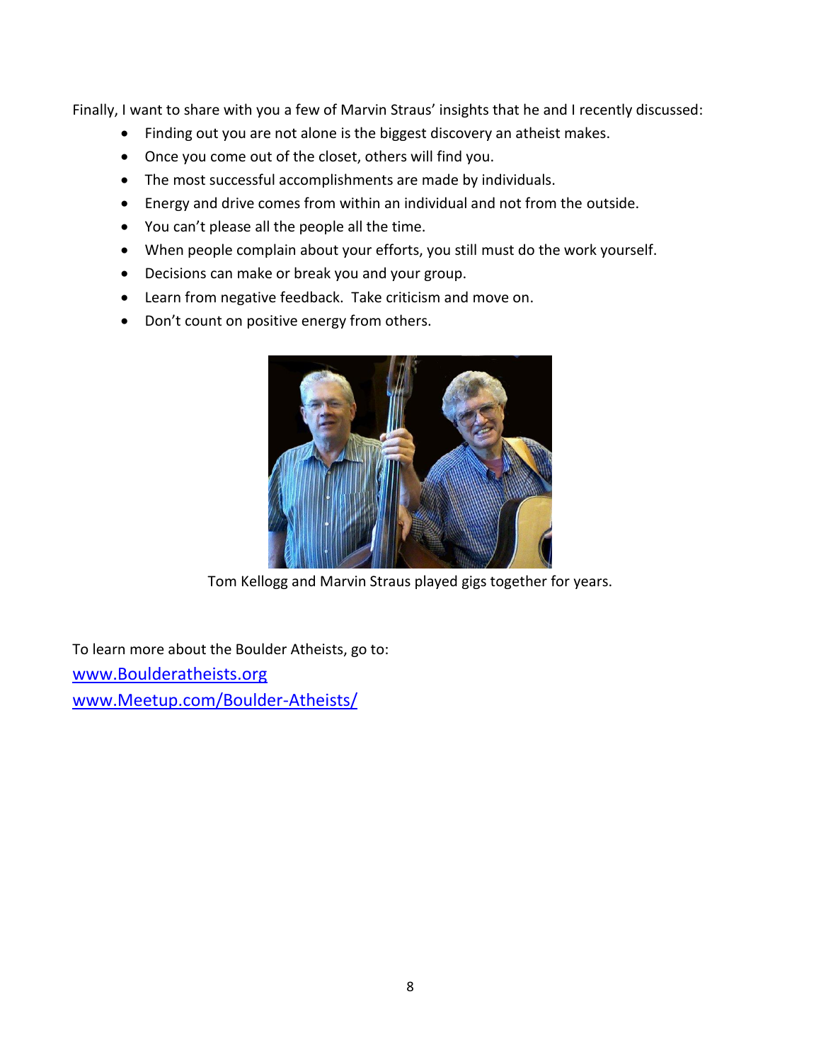Finally, I want to share with you a few of Marvin Straus' insights that he and I recently discussed:

- Finding out you are not alone is the biggest discovery an atheist makes.
- Once you come out of the closet, others will find you.
- The most successful accomplishments are made by individuals.
- Energy and drive comes from within an individual and not from the outside.
- You can't please all the people all the time.
- When people complain about your efforts, you still must do the work yourself.
- Decisions can make or break you and your group.
- Learn from negative feedback. Take criticism and move on.
- Don't count on positive energy from others.

Tom Kellogg and Marvin Straus played gigs together for years.

To learn more about the Boulder Atheists, go to:

[www.Boulderatheists.org](http://www.Boulderatheists.org)

[www.Meetup.com/Boulder-Atheists/](http://www.Meetup.com/Boulder-Atheists/)